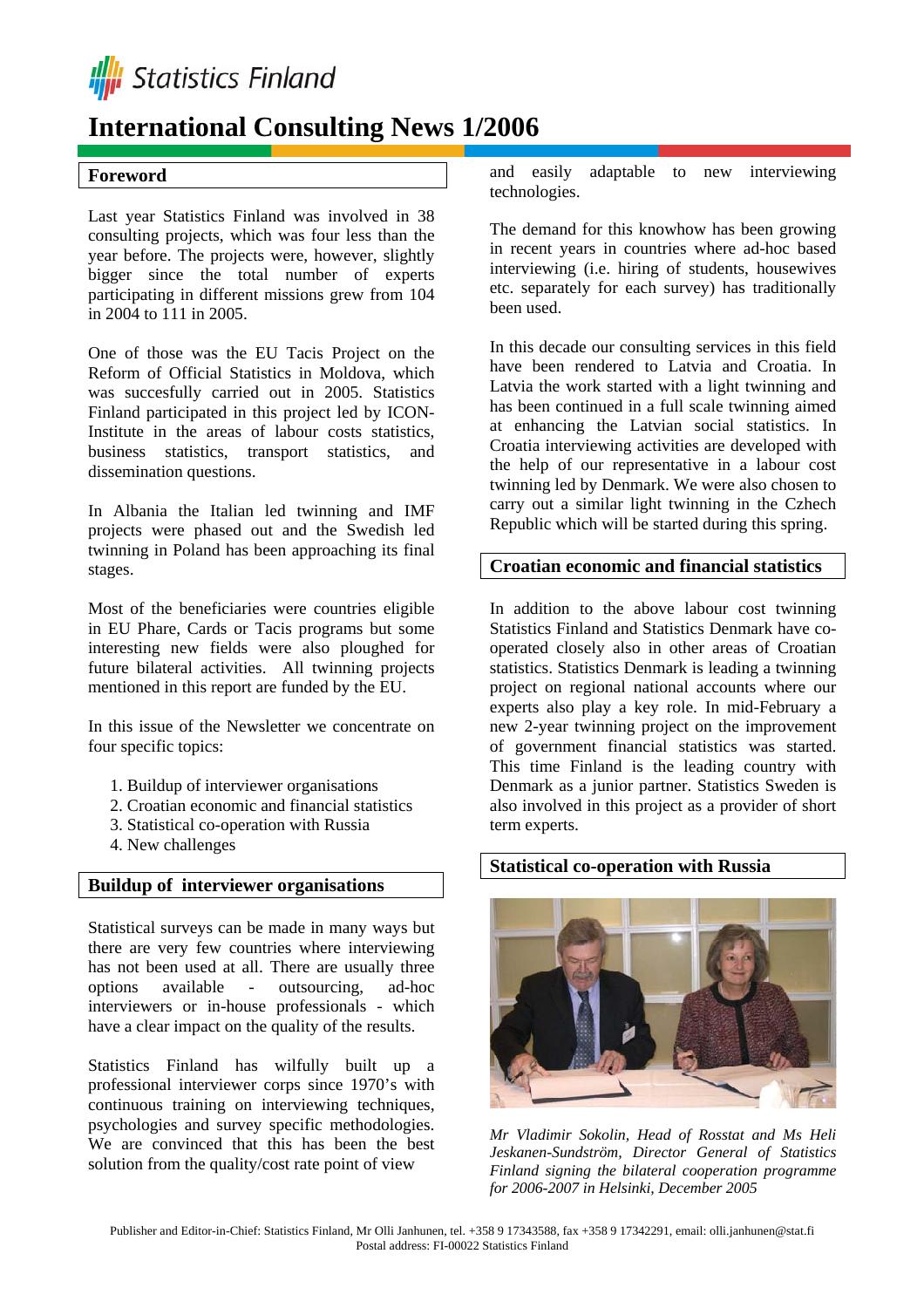# Statistics Finland

# International Consulting News 1/2006

## Foreword

Last year Statistics Finland was involved in 38 consulting projects, which was four less than the year before. The projects were, however, slightly bigger since the total number of experts participating in different missions grew from 104 in 2004 to 111 in 2005.

One of those was the EU Tacis Project on the Reform of Official Statistics in Moldova, which was succesfully carried out in 2005. Statistics Finland participated in this project led by ICON-Institute in the areas of labour costs statistics, business statistics, transport statistics, and dissemination questions.

In Albania the Italian led twinning and IMF projects were phased out and the Swedish led twinning in Poland has been approaching its final stages.

Most of the beneficiaries were countries eligible in EU Phare, Cards or Tacis programs but some interesting new fields were also ploughed for future bilateral activities. All twinning projects mentioned in this report are funded by the EU.

In this issue of the Newsletter we concentrate on four specific topics:

1. Buildup of interviewer organisations
2. Croatian economic and financial statistics
3. Statistical co-operation with Russia
4. New challenges

## Buildup of interviewer organisations

Statistical surveys can be made in many ways but there are very few countries where interviewing has not been used at all. There are usually three options available - outsourcing, ad-hoc interviewers or in-house professionals - which have a clear impact on the quality of the results.

Statistics Finland has wilfully built up a professional interviewer corps since 1970's with continuous training on interviewing techniques, psychologies and survey specific methodologies. We are convinced that this has been the best solution from the quality/cost rate point of view and easily adaptable to new interviewing technologies.

The demand for this knowhow has been growing in recent years in countries where ad-hoc based interviewing (i.e. hiring of students, housewives etc. separately for each survey) has traditionally been used.

In this decade our consulting services in this field have been rendered to Latvia and Croatia. In Latvia the work started with a light twinning and has been continued in a full scale twinning aimed at enhancing the Latvian social statistics. In Croatia interviewing activities are developed with the help of our representative in a labour cost twinning led by Denmark. We were also chosen to carry out a similar light twinning in the Czhech Republic which will be started during this spring.

## Croatian economic and financial statistics

In addition to the above labour cost twinning Statistics Finland and Statistics Denmark have co-operated closely also in other areas of Croatian statistics. Statistics Denmark is leading a twinning project on regional national accounts where our experts also play a key role. In mid-February a new 2-year twinning project on the improvement of government financial statistics was started. This time Finland is the leading country with Denmark as a junior partner. Statistics Sweden is also involved in this project as a provider of short term experts.

## Statistical co-operation with Russia

*Mr Vladimir Sokolin, Head of Rosstat and Ms Heli Jeskanen-Sundström, Director General of Statistics Finland signing the bilateral cooperation programme for 2006-2007 in Helsinki, December 2005*

Publisher and Editor-in-Chief: Statistics Finland, Mr Olli Janhunen, tel. +358 9 17343588, fax +358 9 17342291, email: olli.janhunen@stat.fi
Postal address: FI-00022 Statistics Finland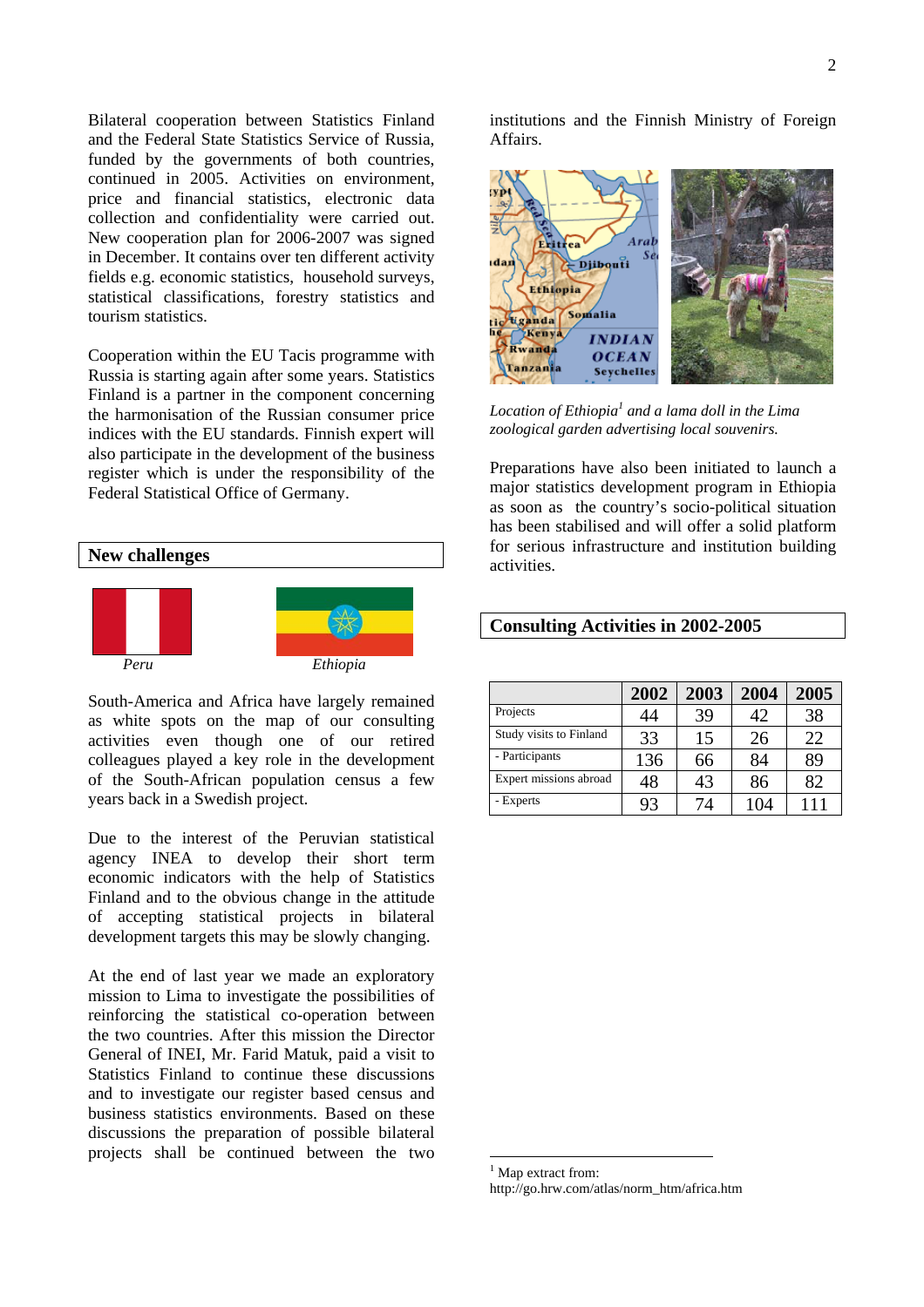Bilateral cooperation between Statistics Finland and the Federal State Statistics Service of Russia, funded by the governments of both countries, continued in 2005. Activities on environment, price and financial statistics, electronic data collection and confidentiality were carried out. New cooperation plan for 2006-2007 was signed in December. It contains over ten different activity fields e.g. economic statistics, household surveys, statistical classifications, forestry statistics and tourism statistics.

Cooperation within the EU Tacis programme with Russia is starting again after some years. Statistics Finland is a partner in the component concerning the harmonisation of the Russian consumer price indices with the EU standards. Finnish expert will also participate in the development of the business register which is under the responsibility of the Federal Statistical Office of Germany.

## New challenges

*Peru*

*Ethiopia*

South-America and Africa have largely remained as white spots on the map of our consulting activities even though one of our retired colleagues played a key role in the development of the South-African population census a few years back in a Swedish project.

Due to the interest of the Peruvian statistical agency INEA to develop their short term economic indicators with the help of Statistics Finland and to the obvious change in the attitude of accepting statistical projects in bilateral development targets this may be slowly changing.

At the end of last year we made an exploratory mission to Lima to investigate the possibilities of reinforcing the statistical co-operation between the two countries. After this mission the Director General of INEI, Mr. Farid Matuk, paid a visit to Statistics Finland to continue these discussions and to investigate our register based census and business statistics environments. Based on these discussions the preparation of possible bilateral projects shall be continued between the two institutions and the Finnish Ministry of Foreign Affairs.

*Location of Ethiopia[1] and a lama doll in the Lima zoological garden advertising local souvenirs.*

Preparations have also been initiated to launch a major statistics development program in Ethiopia as soon as the country's socio-political situation has been stabilised and will offer a solid platform for serious infrastructure and institution building activities.

## Consulting Activities in 2002-2005

| | 2002 | 2003 | 2004 | 2005 |
|---|---|---|---|---|
| Projects | 44 | 39 | 42 | 38 |
| Study visits to Finland | 33 | 15 | 26 | 22 |
| - Participants | 136 | 66 | 84 | 89 |
| Expert missions abroad | 48 | 43 | 86 | 82 |
| - Experts | 93 | 74 | 104 | 111 |

[1] Map extract from: http://go.hrw.com/atlas/norm_htm/africa.htm